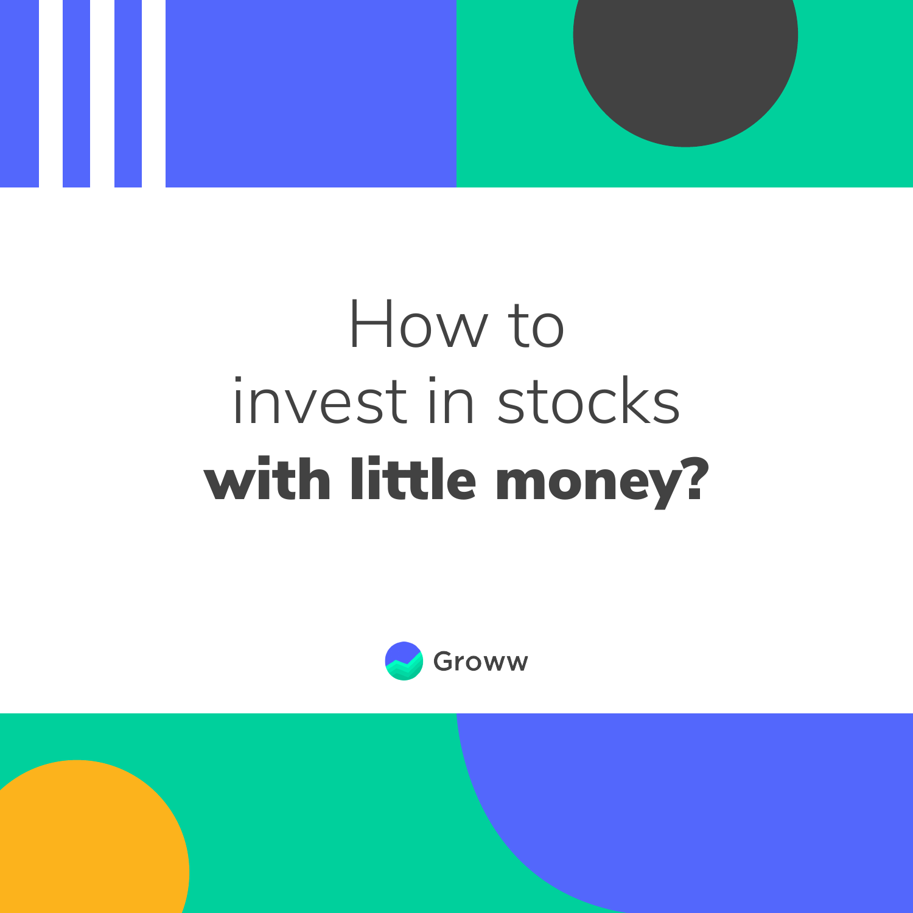# How to invest in stocks **with little money?**

Groww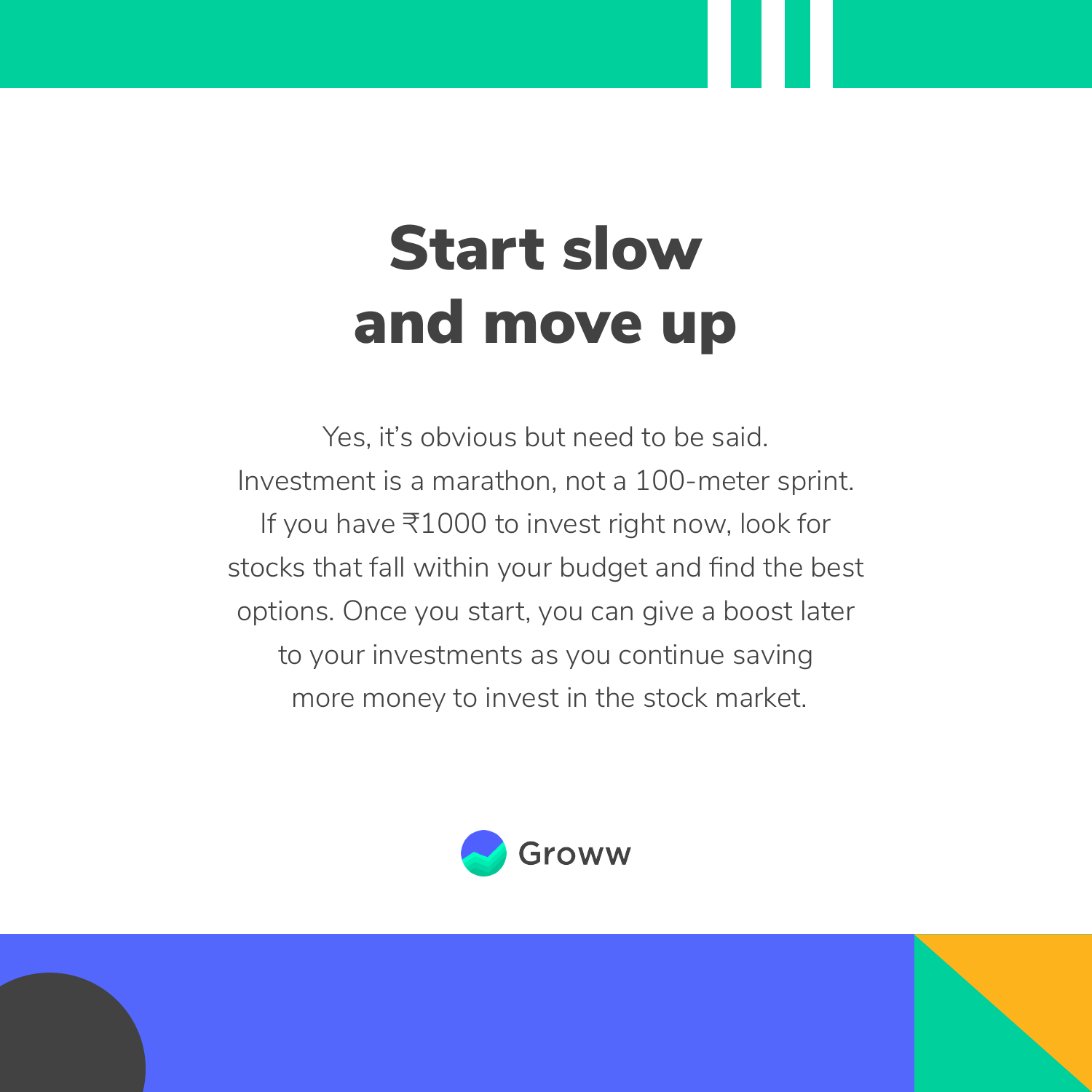# Start slow and move up

Yes, it's obvious but need to be said. Investment is a marathon, not a 100-meter sprint. If you have ₹1000 to invest right now, look for stocks that fall within your budget and find the best options. Once you start, you can give a boost later to your investments as you continue saving more money to invest in the stock market.

Groww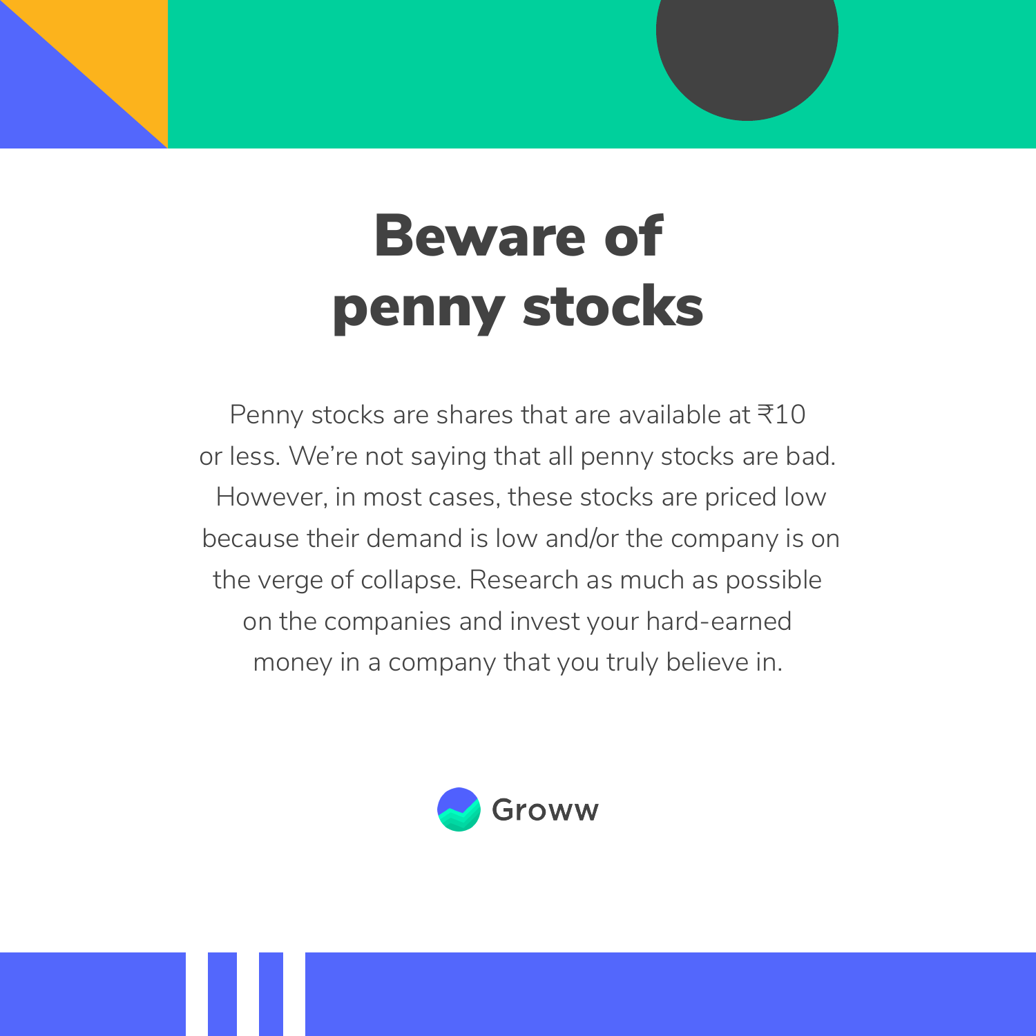# Beware of penny stocks

Penny stocks are shares that are available at ₹10 or less. We're not saying that all penny stocks are bad. However, in most cases, these stocks are priced low because their demand is low and/or the company is on the verge of collapse. Research as much as possible on the companies and invest your hard-earned money in a company that you truly believe in.

Groww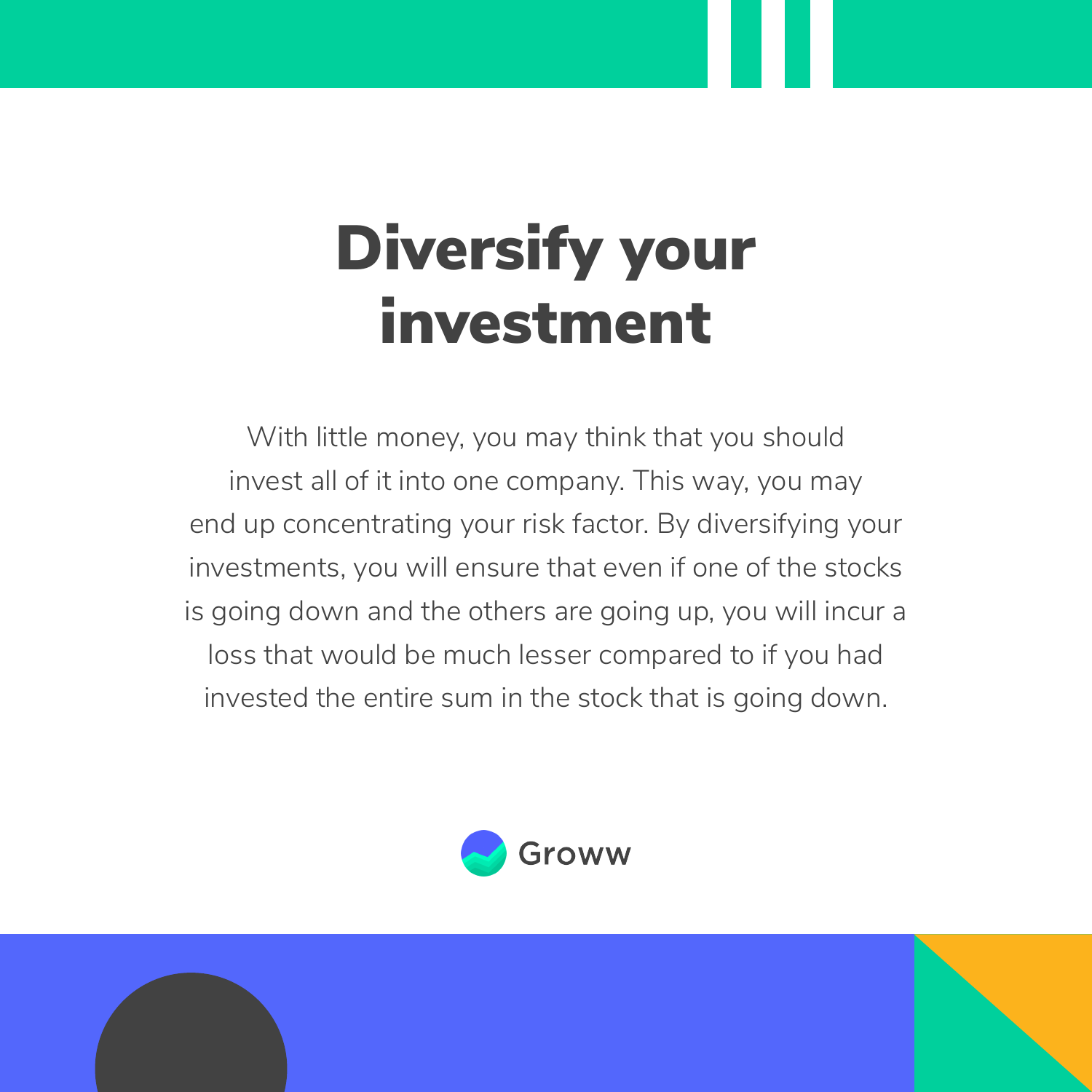# Diversify your investment

With little money, you may think that you should invest all of it into one company. This way, you may end up concentrating your risk factor. By diversifying your investments, you will ensure that even if one of the stocks is going down and the others are going up, you will incur a loss that would be much lesser compared to if you had invested the entire sum in the stock that is going down.

Groww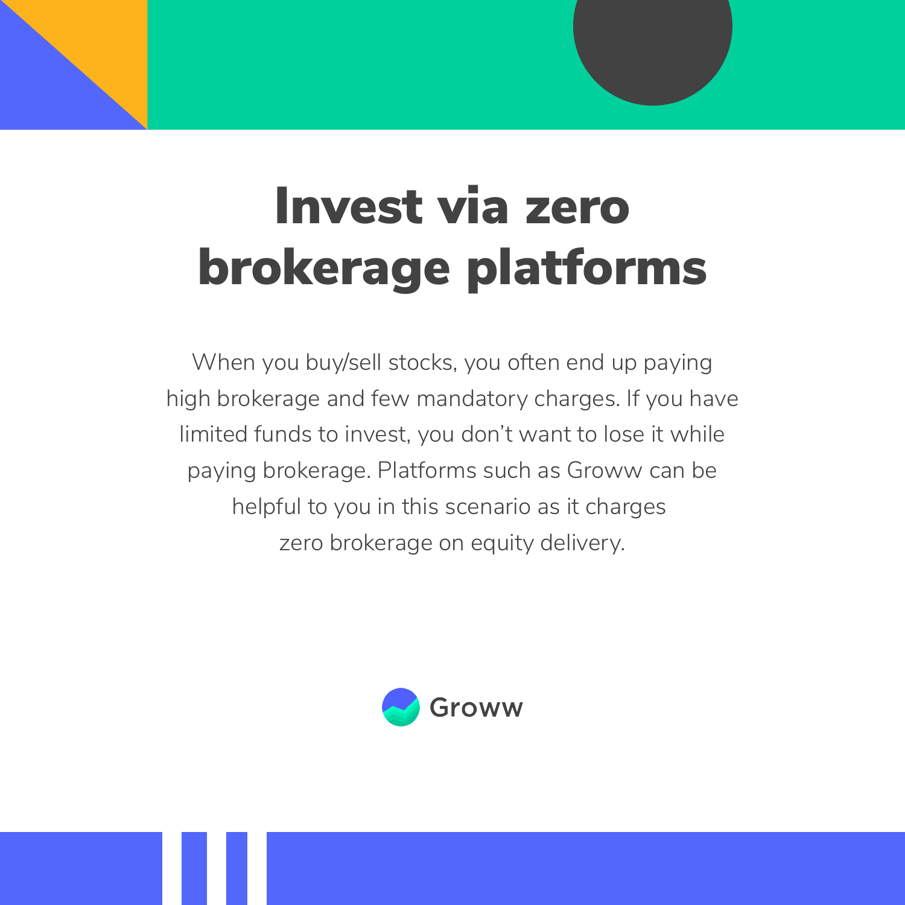# Invest via zero brokerage platforms

When you buy/sell stocks, you often end up paying high brokerage and few mandatory charges. If you have limited funds to invest, you don't want to lose it while paying brokerage. Platforms such as Groww can be helpful to you in this scenario as it charges zero brokerage on equity delivery.

Groww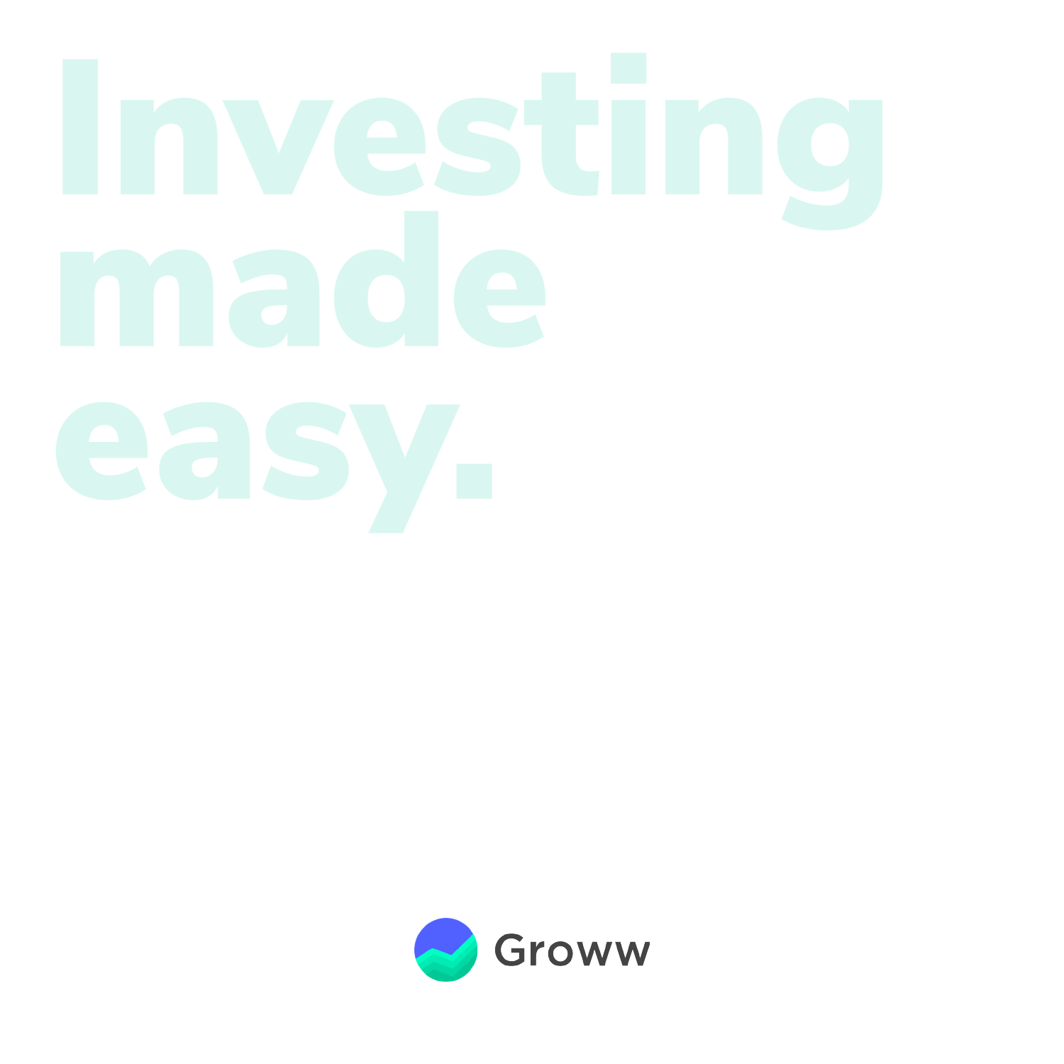# Investing made easy.

Groww